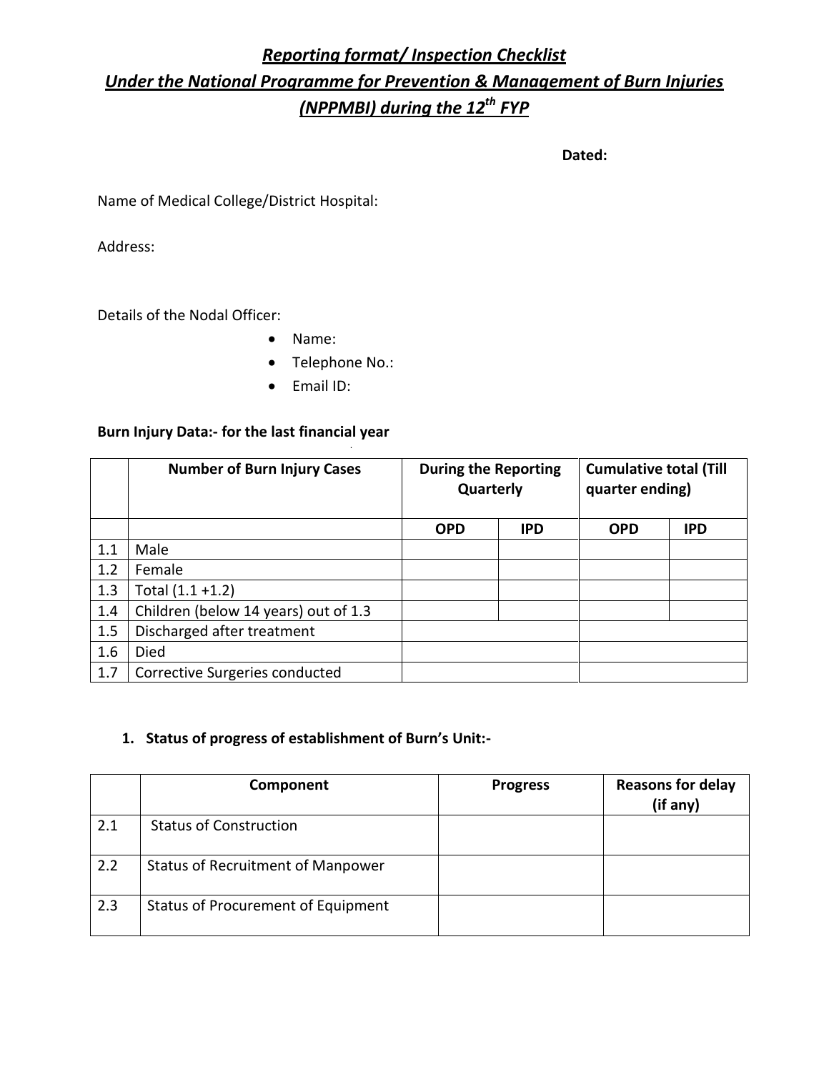## *Reporting format/ Inspection Checklist*
## *Under the National Programme for Prevention & Management of Burn Injuries (NPPMBI) during the 12th FYP*

**Dated:**

Name of Medical College/District Hospital:

Address:

Details of the Nodal Officer:

- Name:
- Telephone No.:
- Email ID:

**Burn Injury Data:- for the last financial year**

| | **Number of Burn Injury Cases** | **During the Reporting Quarterly** | | **Cumulative total (Till quarter ending)** | |
|---|---|---|---|---|---|
| | | **OPD** | **IPD** | **OPD** | **IPD** |
| 1.1 | Male | | | | |
| 1.2 | Female | | | | |
| 1.3 | Total (1.1 +1.2) | | | | |
| 1.4 | Children (below 14 years) out of 1.3 | | | | |
| 1.5 | Discharged after treatment | | | | |
| 1.6 | Died | | | | |
| 1.7 | Corrective Surgeries conducted | | | | |

1. **Status of progress of establishment of Burn's Unit:-**

| | **Component** | **Progress** | **Reasons for delay (if any)** |
|---|---|---|---|
| 2.1 | Status of Construction | | |
| 2.2 | Status of Recruitment of Manpower | | |
| 2.3 | Status of Procurement of Equipment | | |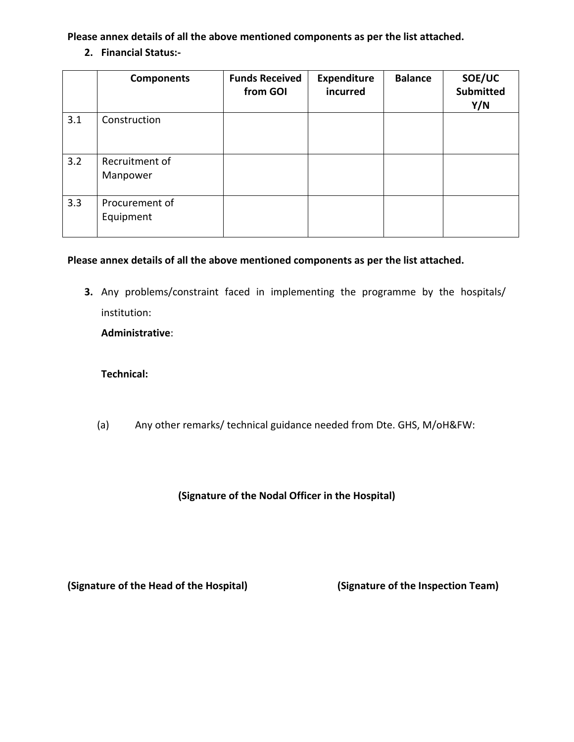**Please annex details of all the above mentioned components as per the list attached.**

2. **Financial Status:-**

| | Components | Funds Received from GOI | Expenditure incurred | Balance | SOE/UC Submitted Y/N |
|---|---|---|---|---|---|
| 3.1 | Construction | | | | |
| 3.2 | Recruitment of Manpower | | | | |
| 3.3 | Procurement of Equipment | | | | |

**Please annex details of all the above mentioned components as per the list attached.**

3. Any problems/constraint faced in implementing the programme by the hospitals/ institution:

   **Administrative**:

   **Technical:**

(a) Any other remarks/ technical guidance needed from Dte. GHS, M/oH&FW:

**(Signature of the Nodal Officer in the Hospital)**

**(Signature of the Head of the Hospital)**

**(Signature of the Inspection Team)**